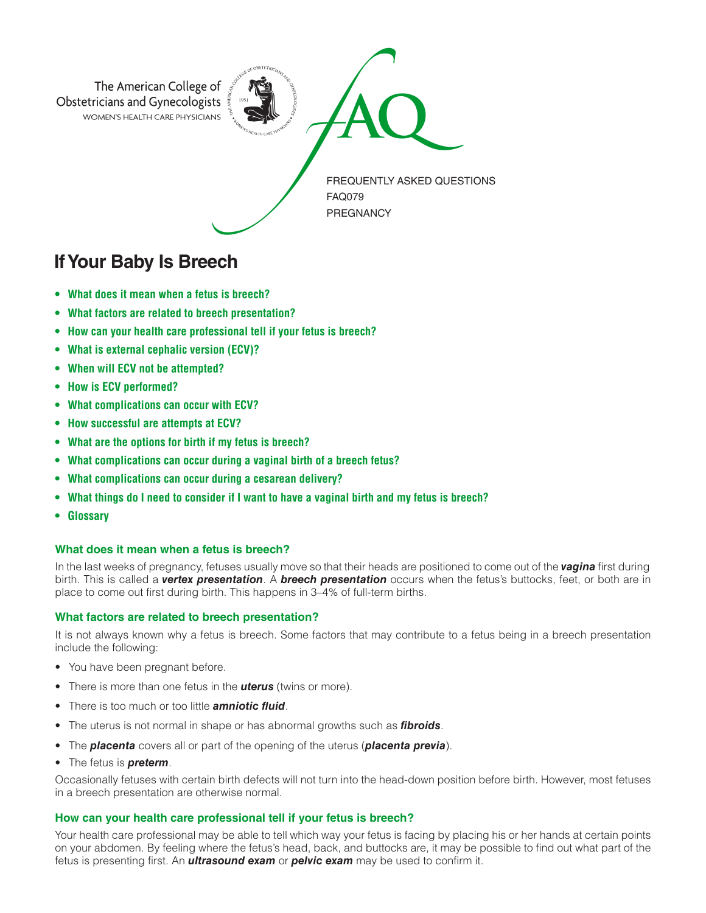The American College of Obstetricians and Gynecologists
WOMEN'S HEALTH CARE PHYSICIANS

FAQ

FREQUENTLY ASKED QUESTIONS
FAQ079
PREGNANCY

# If Your Baby Is Breech

- **What does it mean when a fetus is breech?**
- **What factors are related to breech presentation?**
- **How can your health care professional tell if your fetus is breech?**
- **What is external cephalic version (ECV)?**
- **When will ECV not be attempted?**
- **How is ECV performed?**
- **What complications can occur with ECV?**
- **How successful are attempts at ECV?**
- **What are the options for birth if my fetus is breech?**
- **What complications can occur during a vaginal birth of a breech fetus?**
- **What complications can occur during a cesarean delivery?**
- **What things do I need to consider if I want to have a vaginal birth and my fetus is breech?**
- **Glossary**

## What does it mean when a fetus is breech?

In the last weeks of pregnancy, fetuses usually move so that their heads are positioned to come out of the ***vagina*** first during birth. This is called a ***vertex presentation***. A ***breech presentation*** occurs when the fetus's buttocks, feet, or both are in place to come out first during birth. This happens in 3–4% of full-term births.

## What factors are related to breech presentation?

It is not always known why a fetus is breech. Some factors that may contribute to a fetus being in a breech presentation include the following:

- You have been pregnant before.
- There is more than one fetus in the ***uterus*** (twins or more).
- There is too much or too little ***amniotic fluid***.
- The uterus is not normal in shape or has abnormal growths such as ***fibroids***.
- The ***placenta*** covers all or part of the opening of the uterus (***placenta previa***).
- The fetus is ***preterm***.

Occasionally fetuses with certain birth defects will not turn into the head-down position before birth. However, most fetuses in a breech presentation are otherwise normal.

## How can your health care professional tell if your fetus is breech?

Your health care professional may be able to tell which way your fetus is facing by placing his or her hands at certain points on your abdomen. By feeling where the fetus's head, back, and buttocks are, it may be possible to find out what part of the fetus is presenting first. An ***ultrasound exam*** or ***pelvic exam*** may be used to confirm it.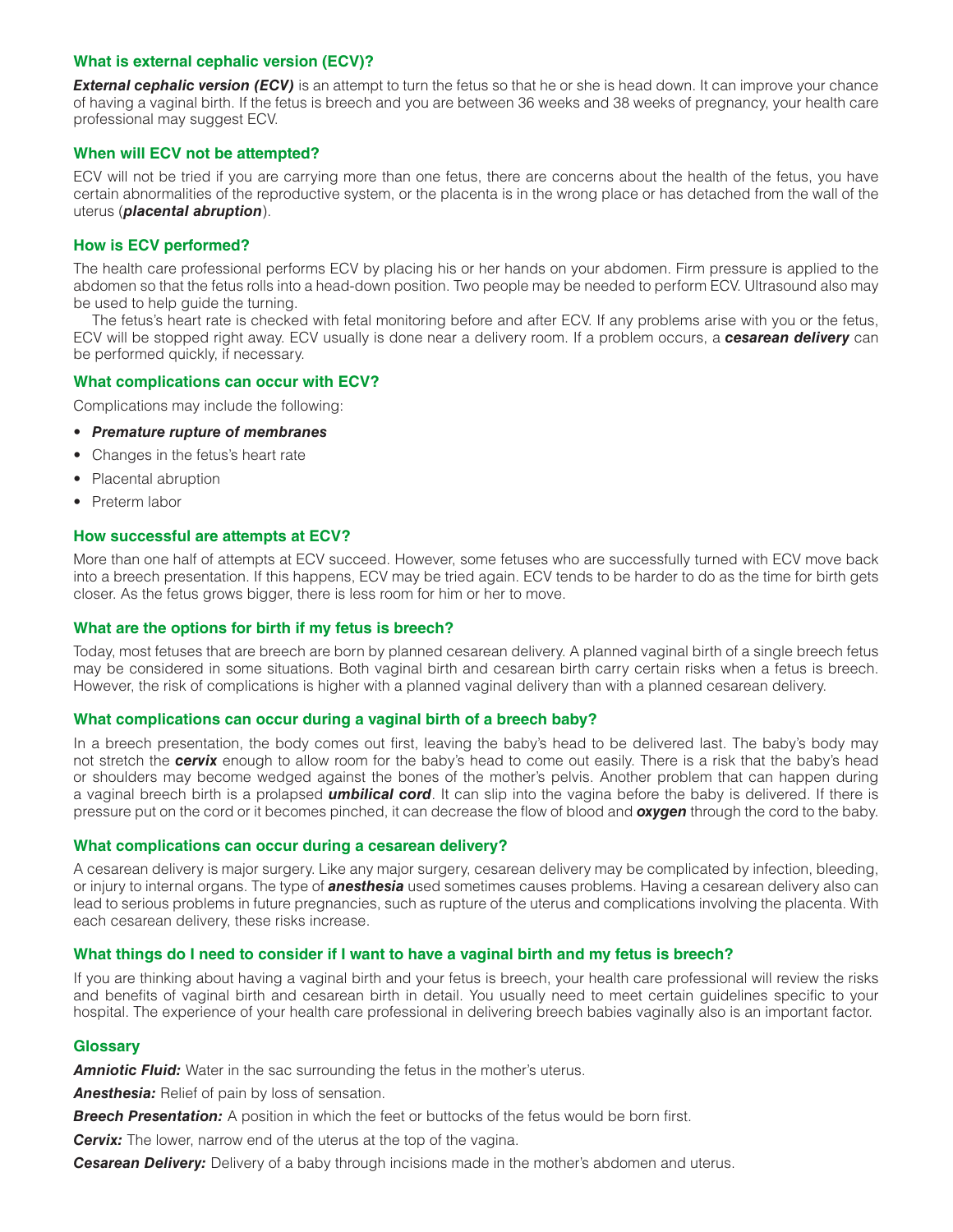## What is external cephalic version (ECV)?

***External cephalic version (ECV)*** is an attempt to turn the fetus so that he or she is head down. It can improve your chance of having a vaginal birth. If the fetus is breech and you are between 36 weeks and 38 weeks of pregnancy, your health care professional may suggest ECV.

## When will ECV not be attempted?

ECV will not be tried if you are carrying more than one fetus, there are concerns about the health of the fetus, you have certain abnormalities of the reproductive system, or the placenta is in the wrong place or has detached from the wall of the uterus (***placental abruption***).

## How is ECV performed?

The health care professional performs ECV by placing his or her hands on your abdomen. Firm pressure is applied to the abdomen so that the fetus rolls into a head-down position. Two people may be needed to perform ECV. Ultrasound also may be used to help guide the turning.

The fetus's heart rate is checked with fetal monitoring before and after ECV. If any problems arise with you or the fetus, ECV will be stopped right away. ECV usually is done near a delivery room. If a problem occurs, a ***cesarean delivery*** can be performed quickly, if necessary.

## What complications can occur with ECV?

Complications may include the following:

- ***Premature rupture of membranes***
- Changes in the fetus's heart rate
- Placental abruption
- Preterm labor

## How successful are attempts at ECV?

More than one half of attempts at ECV succeed. However, some fetuses who are successfully turned with ECV move back into a breech presentation. If this happens, ECV may be tried again. ECV tends to be harder to do as the time for birth gets closer. As the fetus grows bigger, there is less room for him or her to move.

## What are the options for birth if my fetus is breech?

Today, most fetuses that are breech are born by planned cesarean delivery. A planned vaginal birth of a single breech fetus may be considered in some situations. Both vaginal birth and cesarean birth carry certain risks when a fetus is breech. However, the risk of complications is higher with a planned vaginal delivery than with a planned cesarean delivery.

## What complications can occur during a vaginal birth of a breech baby?

In a breech presentation, the body comes out first, leaving the baby's head to be delivered last. The baby's body may not stretch the ***cervix*** enough to allow room for the baby's head to come out easily. There is a risk that the baby's head or shoulders may become wedged against the bones of the mother's pelvis. Another problem that can happen during a vaginal breech birth is a prolapsed ***umbilical cord***. It can slip into the vagina before the baby is delivered. If there is pressure put on the cord or it becomes pinched, it can decrease the flow of blood and ***oxygen*** through the cord to the baby.

## What complications can occur during a cesarean delivery?

A cesarean delivery is major surgery. Like any major surgery, cesarean delivery may be complicated by infection, bleeding, or injury to internal organs. The type of ***anesthesia*** used sometimes causes problems. Having a cesarean delivery also can lead to serious problems in future pregnancies, such as rupture of the uterus and complications involving the placenta. With each cesarean delivery, these risks increase.

## What things do I need to consider if I want to have a vaginal birth and my fetus is breech?

If you are thinking about having a vaginal birth and your fetus is breech, your health care professional will review the risks and benefits of vaginal birth and cesarean birth in detail. You usually need to meet certain guidelines specific to your hospital. The experience of your health care professional in delivering breech babies vaginally also is an important factor.

## Glossary

***Amniotic Fluid:*** Water in the sac surrounding the fetus in the mother's uterus.

***Anesthesia:*** Relief of pain by loss of sensation.

***Breech Presentation:*** A position in which the feet or buttocks of the fetus would be born first.

***Cervix:*** The lower, narrow end of the uterus at the top of the vagina.

***Cesarean Delivery:*** Delivery of a baby through incisions made in the mother's abdomen and uterus.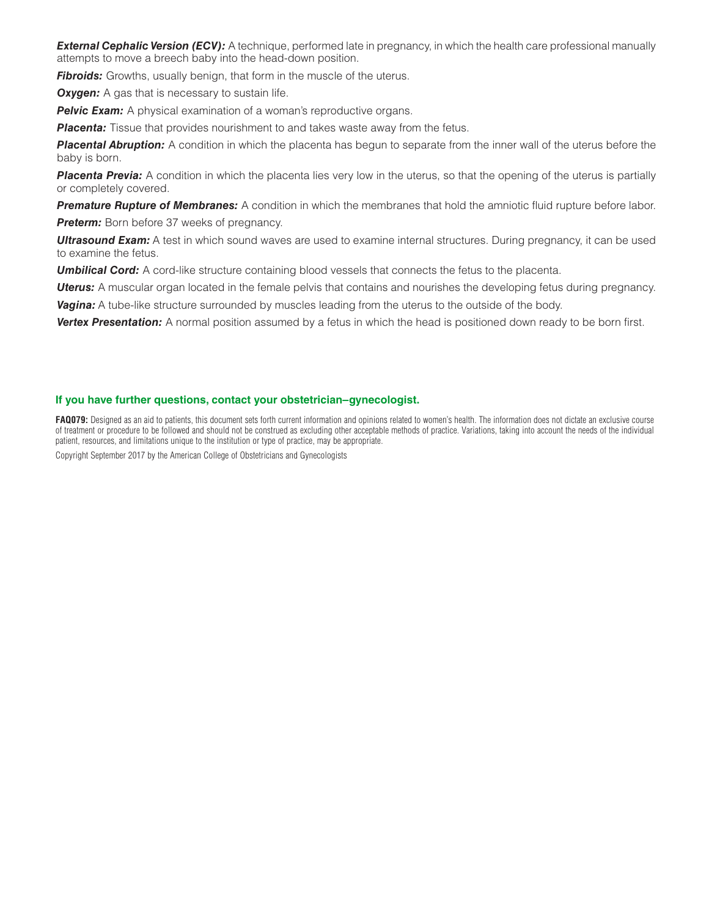***External Cephalic Version (ECV):*** A technique, performed late in pregnancy, in which the health care professional manually attempts to move a breech baby into the head-down position.

***Fibroids:*** Growths, usually benign, that form in the muscle of the uterus.

***Oxygen:*** A gas that is necessary to sustain life.

***Pelvic Exam:*** A physical examination of a woman's reproductive organs.

***Placenta:*** Tissue that provides nourishment to and takes waste away from the fetus.

***Placental Abruption:*** A condition in which the placenta has begun to separate from the inner wall of the uterus before the baby is born.

***Placenta Previa:*** A condition in which the placenta lies very low in the uterus, so that the opening of the uterus is partially or completely covered.

***Premature Rupture of Membranes:*** A condition in which the membranes that hold the amniotic fluid rupture before labor.

***Preterm:*** Born before 37 weeks of pregnancy.

***Ultrasound Exam:*** A test in which sound waves are used to examine internal structures. During pregnancy, it can be used to examine the fetus.

***Umbilical Cord:*** A cord-like structure containing blood vessels that connects the fetus to the placenta.

***Uterus:*** A muscular organ located in the female pelvis that contains and nourishes the developing fetus during pregnancy.

***Vagina:*** A tube-like structure surrounded by muscles leading from the uterus to the outside of the body.

***Vertex Presentation:*** A normal position assumed by a fetus in which the head is positioned down ready to be born first.

**If you have further questions, contact your obstetrician–gynecologist.**

**FAQ079:** Designed as an aid to patients, this document sets forth current information and opinions related to women's health. The information does not dictate an exclusive course of treatment or procedure to be followed and should not be construed as excluding other acceptable methods of practice. Variations, taking into account the needs of the individual patient, resources, and limitations unique to the institution or type of practice, may be appropriate.

Copyright September 2017 by the American College of Obstetricians and Gynecologists